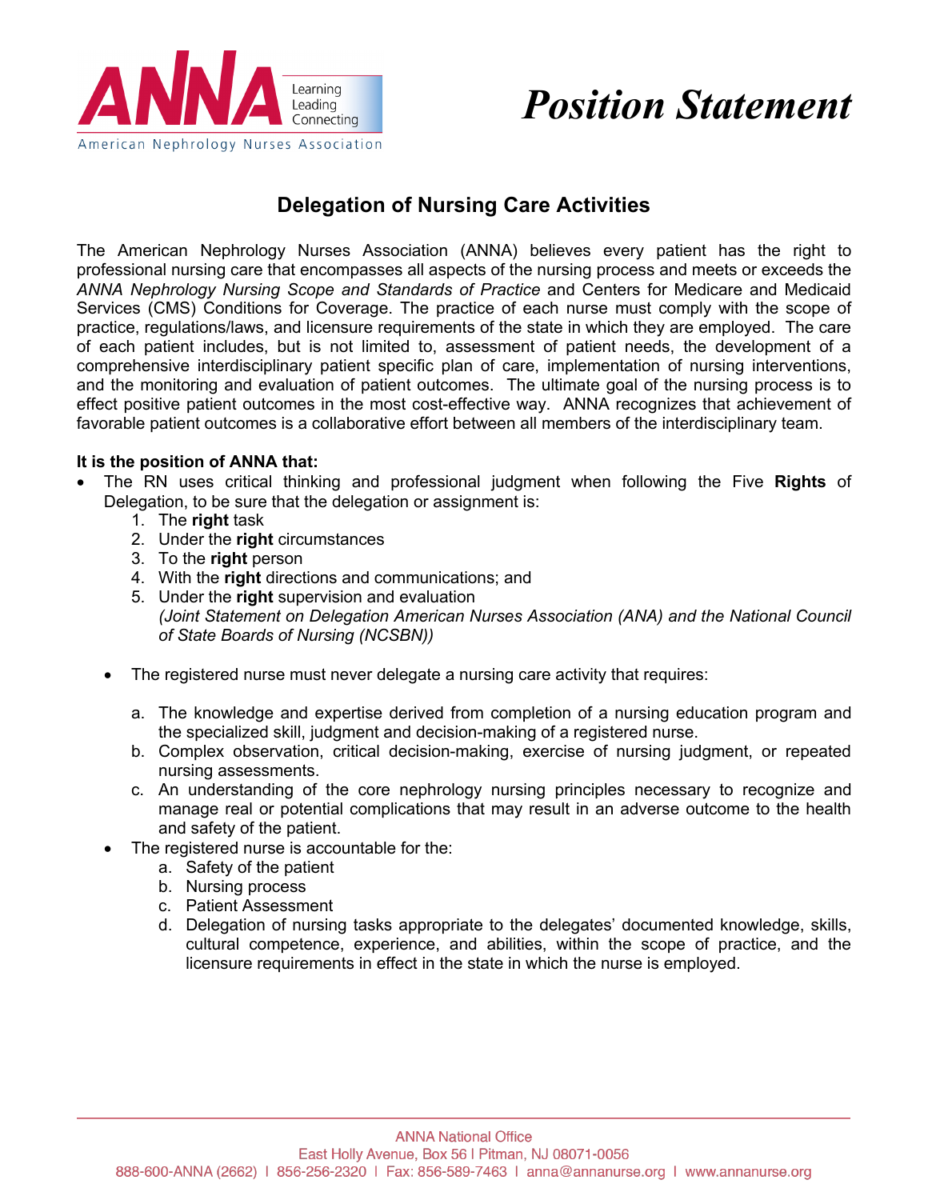# Position Statement

## Delegation of Nursing Care Activities

The American Nephrology Nurses Association (ANNA) believes every patient has the right to professional nursing care that encompasses all aspects of the nursing process and meets or exceeds the *ANNA Nephrology Nursing Scope and Standards of Practice* and Centers for Medicare and Medicaid Services (CMS) Conditions for Coverage. The practice of each nurse must comply with the scope of practice, regulations/laws, and licensure requirements of the state in which they are employed. The care of each patient includes, but is not limited to, assessment of patient needs, the development of a comprehensive interdisciplinary patient specific plan of care, implementation of nursing interventions, and the monitoring and evaluation of patient outcomes. The ultimate goal of the nursing process is to effect positive patient outcomes in the most cost-effective way. ANNA recognizes that achievement of favorable patient outcomes is a collaborative effort between all members of the interdisciplinary team.

**It is the position of ANNA that:**

- The RN uses critical thinking and professional judgment when following the Five **Rights** of Delegation, to be sure that the delegation or assignment is:
  1. The **right** task
  2. Under the **right** circumstances
  3. To the **right** person
  4. With the **right** directions and communications; and
  5. Under the **right** supervision and evaluation

     *(Joint Statement on Delegation American Nurses Association (ANA) and the National Council of State Boards of Nursing (NCSBN))*

- The registered nurse must never delegate a nursing care activity that requires:
  a. The knowledge and expertise derived from completion of a nursing education program and the specialized skill, judgment and decision-making of a registered nurse.
  b. Complex observation, critical decision-making, exercise of nursing judgment, or repeated nursing assessments.
  c. An understanding of the core nephrology nursing principles necessary to recognize and manage real or potential complications that may result in an adverse outcome to the health and safety of the patient.
- The registered nurse is accountable for the:
  a. Safety of the patient
  b. Nursing process
  c. Patient Assessment
  d. Delegation of nursing tasks appropriate to the delegates' documented knowledge, skills, cultural competence, experience, and abilities, within the scope of practice, and the licensure requirements in effect in the state in which the nurse is employed.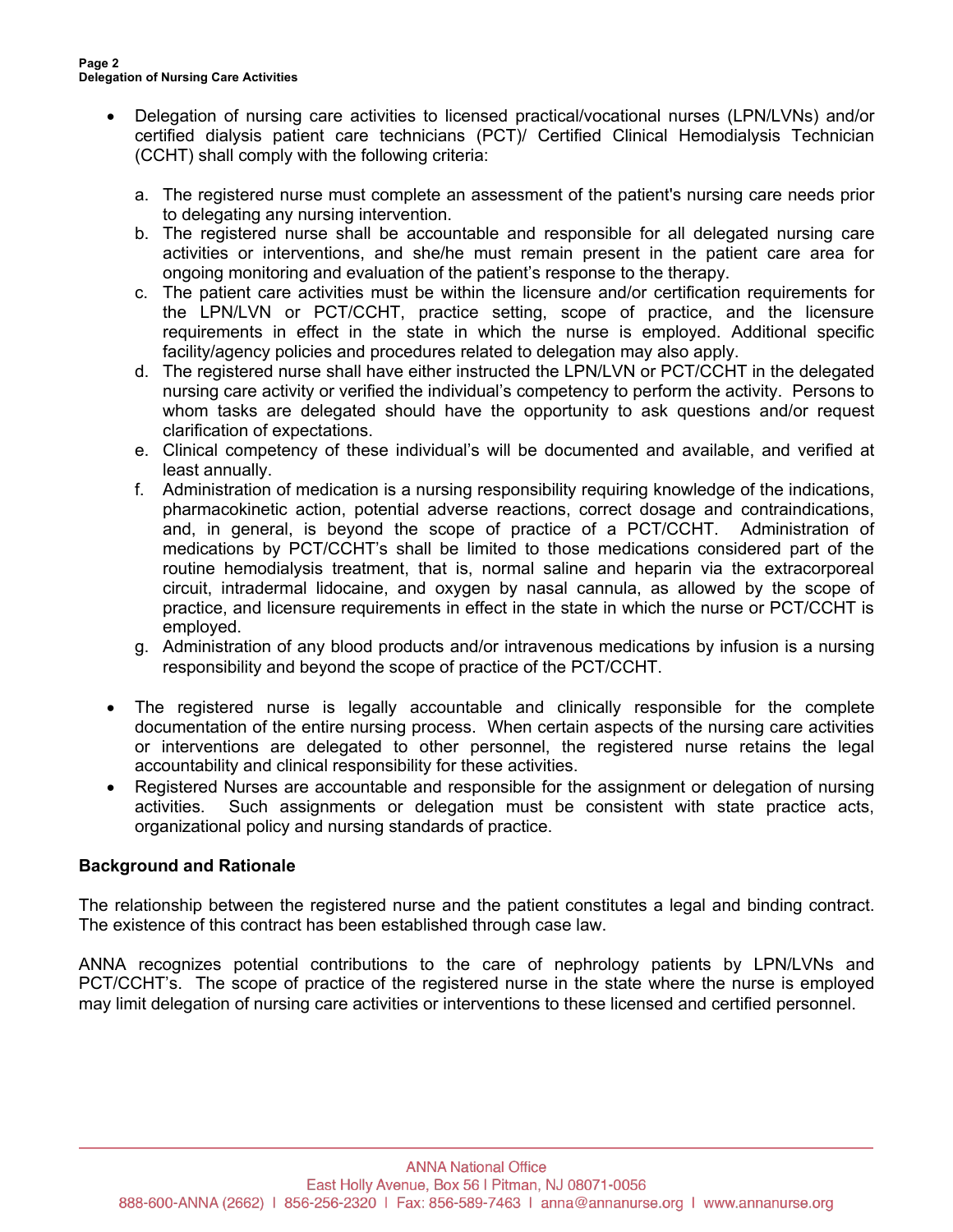- Delegation of nursing care activities to licensed practical/vocational nurses (LPN/LVNs) and/or certified dialysis patient care technicians (PCT)/ Certified Clinical Hemodialysis Technician (CCHT) shall comply with the following criteria:

   a. The registered nurse must complete an assessment of the patient's nursing care needs prior to delegating any nursing intervention.
   b. The registered nurse shall be accountable and responsible for all delegated nursing care activities or interventions, and she/he must remain present in the patient care area for ongoing monitoring and evaluation of the patient's response to the therapy.
   c. The patient care activities must be within the licensure and/or certification requirements for the LPN/LVN or PCT/CCHT, practice setting, scope of practice, and the licensure requirements in effect in the state in which the nurse is employed. Additional specific facility/agency policies and procedures related to delegation may also apply.
   d. The registered nurse shall have either instructed the LPN/LVN or PCT/CCHT in the delegated nursing care activity or verified the individual's competency to perform the activity. Persons to whom tasks are delegated should have the opportunity to ask questions and/or request clarification of expectations.
   e. Clinical competency of these individual's will be documented and available, and verified at least annually.
   f. Administration of medication is a nursing responsibility requiring knowledge of the indications, pharmacokinetic action, potential adverse reactions, correct dosage and contraindications, and, in general, is beyond the scope of practice of a PCT/CCHT. Administration of medications by PCT/CCHT's shall be limited to those medications considered part of the routine hemodialysis treatment, that is, normal saline and heparin via the extracorporeal circuit, intradermal lidocaine, and oxygen by nasal cannula, as allowed by the scope of practice, and licensure requirements in effect in the state in which the nurse or PCT/CCHT is employed.
   g. Administration of any blood products and/or intravenous medications by infusion is a nursing responsibility and beyond the scope of practice of the PCT/CCHT.

- The registered nurse is legally accountable and clinically responsible for the complete documentation of the entire nursing process. When certain aspects of the nursing care activities or interventions are delegated to other personnel, the registered nurse retains the legal accountability and clinical responsibility for these activities.
- Registered Nurses are accountable and responsible for the assignment or delegation of nursing activities. Such assignments or delegation must be consistent with state practice acts, organizational policy and nursing standards of practice.

**Background and Rationale**

The relationship between the registered nurse and the patient constitutes a legal and binding contract. The existence of this contract has been established through case law.

ANNA recognizes potential contributions to the care of nephrology patients by LPN/LVNs and PCT/CCHT's. The scope of practice of the registered nurse in the state where the nurse is employed may limit delegation of nursing care activities or interventions to these licensed and certified personnel.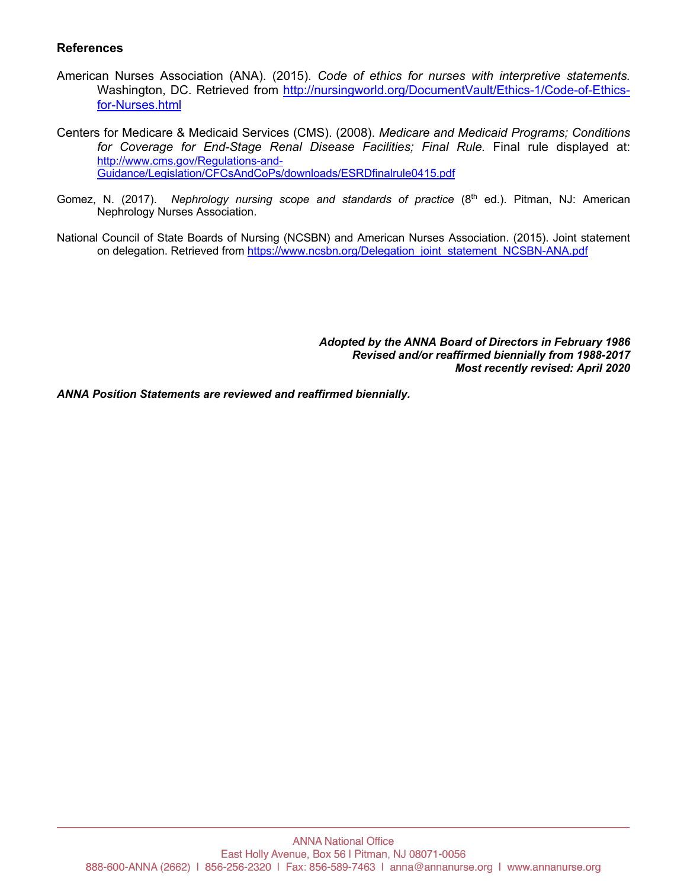**References**

American Nurses Association (ANA). (2015). *Code of ethics for nurses with interpretive statements.* Washington, DC. Retrieved from http://nursingworld.org/DocumentVault/Ethics-1/Code-of-Ethics-for-Nurses.html

Centers for Medicare & Medicaid Services (CMS). (2008). *Medicare and Medicaid Programs; Conditions for Coverage for End-Stage Renal Disease Facilities; Final Rule.* Final rule displayed at: http://www.cms.gov/Regulations-and-Guidance/Legislation/CFCsAndCoPs/downloads/ESRDfinalrule0415.pdf

Gomez, N. (2017). *Nephrology nursing scope and standards of practice* (8th ed.). Pitman, NJ: American Nephrology Nurses Association.

National Council of State Boards of Nursing (NCSBN) and American Nurses Association. (2015). Joint statement on delegation. Retrieved from https://www.ncsbn.org/Delegation_joint_statement_NCSBN-ANA.pdf

***Adopted by the ANNA Board of Directors in February 1986***
***Revised and/or reaffirmed biennially from 1988-2017***
***Most recently revised: April 2020***

***ANNA Position Statements are reviewed and reaffirmed biennially.***

ANNA National Office
East Holly Avenue, Box 56 | Pitman, NJ 08071-0056
888-600-ANNA (2662) | 856-256-2320 | Fax: 856-589-7463 | anna@annanurse.org | www.annanurse.org